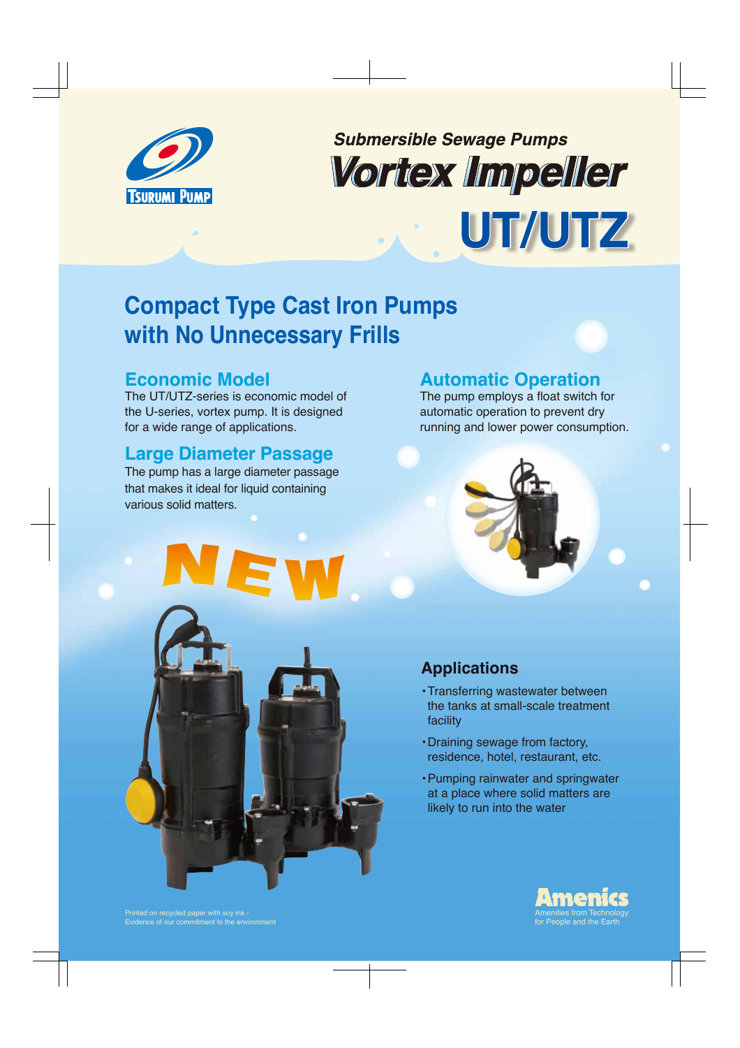TSURUMI PUMP

*Submersible Sewage Pumps*

# Vortex Impeller

# UT/UTZ

## Compact Type Cast Iron Pumps with No Unnecessary Frills

### Economic Model

The UT/UTZ-series is economic model of the U-series, vortex pump. It is designed for a wide range of applications.

### Large Diameter Passage

The pump has a large diameter passage that makes it ideal for liquid containing various solid matters.

### Automatic Operation

The pump employs a float switch for automatic operation to prevent dry running and lower power consumption.

NEW

### Applications

- Transferring wastewater between the tanks at small-scale treatment facility
- Draining sewage from factory, residence, hotel, restaurant, etc.
- Pumping rainwater and springwater at a place where solid matters are likely to run into the water

Printed on recycled paper with soy ink - Evidence of our commitment to the environment

Amenics
Amenities from Technology for People and the Earth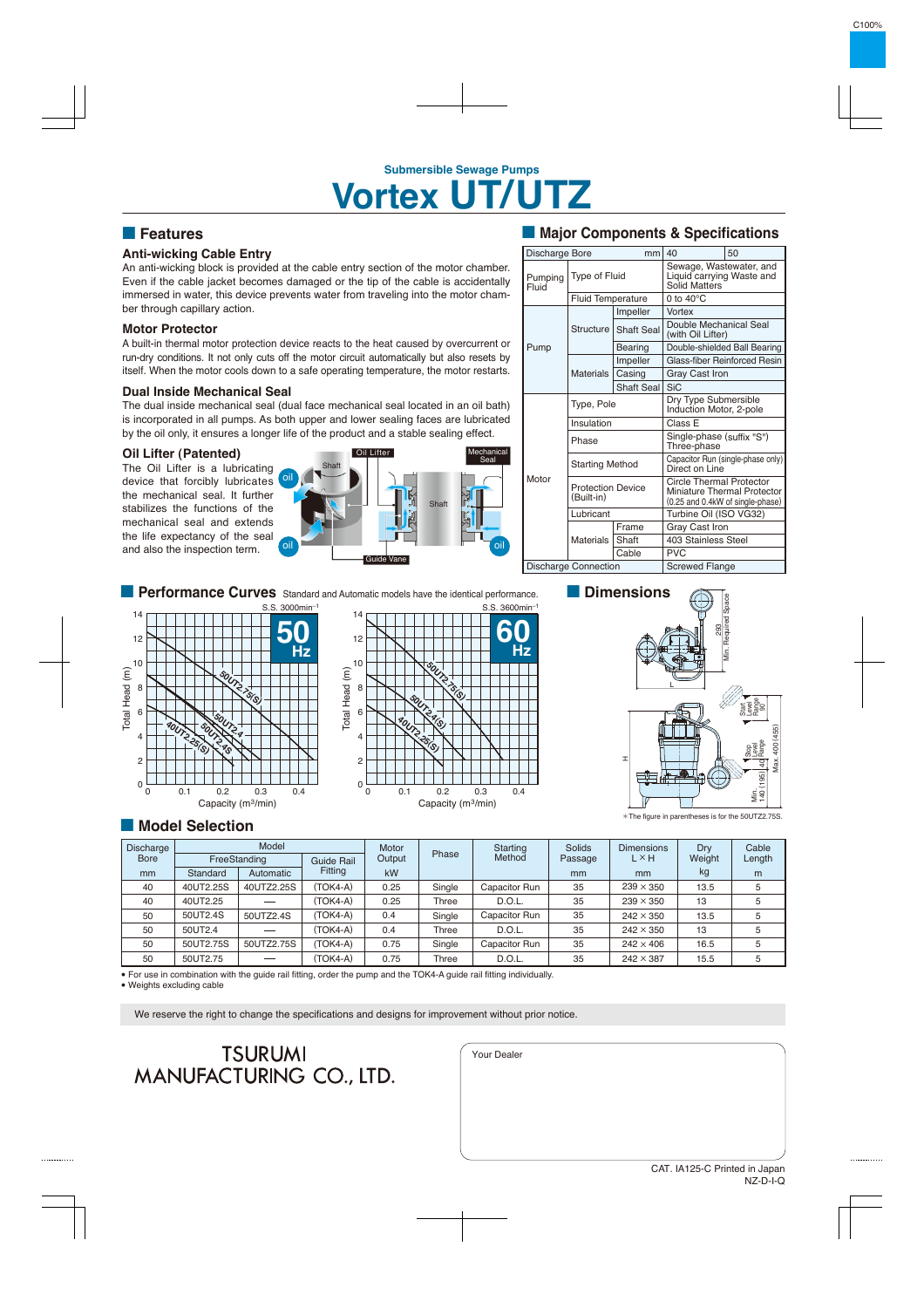Submersible Sewage Pumps

# Vortex UT/UTZ

## Features

### Anti-wicking Cable Entry

An anti-wicking block is provided at the cable entry section of the motor chamber. Even if the cable jacket becomes damaged or the tip of the cable is accidentally immersed in water, this device prevents water from traveling into the motor chamber through capillary action.

### Motor Protector

A built-in thermal motor protection device reacts to the heat caused by overcurrent or run-dry conditions. It not only cuts off the motor circuit automatically but also resets by itself. When the motor cools down to a safe operating temperature, the motor restarts.

### Dual Inside Mechanical Seal

The dual inside mechanical seal (dual face mechanical seal located in an oil bath) is incorporated in all pumps. As both upper and lower sealing faces are lubricated by the oil only, it ensures a longer life of the product and a stable sealing effect.

### Oil Lifter (Patented)

The Oil Lifter is a lubricating device that forcibly lubricates the mechanical seal. It further stabilizes the functions of the mechanical seal and extends the life expectancy of the seal and also the inspection term.

Shaft
oil
Oil Lifter
Mechanical Seal
Shaft
Guide Vane
oil
oil

## Major Components & Specifications

| | | | |
|---|---|---|---|
| Discharge Bore mm | | | 40 / 50 |
| Pumping Fluid | Type of Fluid | | Sewage, Wastewater, and Liquid carrying Waste and Solid Matters |
| | Fluid Temperature | | 0 to 40°C |
| Pump | Structure | Impeller | Vortex |
| | | Shaft Seal | Double Mechanical Seal (with Oil Lifter) |
| | | Bearing | Double-shielded Ball Bearing |
| | Materials | Impeller | Glass-fiber Reinforced Resin |
| | | Casing | Gray Cast Iron |
| | | Shaft Seal | SiC |
| Motor | Type, Pole | | Dry Type Submersible Induction Motor, 2-pole |
| | Insulation | | Class E |
| | Phase | | Single-phase (suffix "S") Three-phase |
| | Starting Method | | Capacitor Run (single-phase only) Direct on Line |
| | Protection Device (Built-in) | | Circle Thermal Protector Miniature Thermal Protector (0.25 and 0.4kW of single-phase) |
| | Lubricant | | Turbine Oil (ISO VG32) |
| | Materials | Frame | Gray Cast Iron |
| | | Shaft | 403 Stainless Steel |
| | | Cable | PVC |
| Discharge Connection | | | Screwed Flange |

## Performance Curves

Standard and Automatic models have the identical performance.

S.S. 3000min⁻¹ — 50 Hz
Total Head (m): 0, 2, 4, 6, 8, 10, 12, 14
Capacity (m³/min): 0, 0.1, 0.2, 0.3, 0.4
50UT2.75(S)
50UT2.4
50UT2.4S
40UT2.25(S)

S.S. 3600min⁻¹ — 60 Hz
Total Head (m): 0, 2, 4, 6, 8, 10, 12, 14
Capacity (m³/min): 0, 0.1, 0.2, 0.3, 0.4
50UT2.75(S)
50UT2.4(S)
40UT2.25(S)

## Dimensions

L
H
293 Min. Required Space
Start Level Range 90
Stop Level Range 40
Max. 400 (455)
Min. 140 (195)

∗The figure in parentheses is for the 50UTZ2.75S.

## Model Selection

| Discharge Bore | Model | | | Motor Output | Phase | Starting Method | Solids Passage | Dimensions L × H | Dry Weight | Cable Length |
|---|---|---|---|---|---|---|---|---|---|---|
| | FreeStanding | | Guide Rail Fitting | | | | | | | |
| mm | Standard | Automatic | | kW | | | mm | mm | kg | m |
| 40 | 40UT2.25S | 40UTZ2.25S | (TOK4-A) | 0.25 | Single | Capacitor Run | 35 | 239 × 350 | 13.5 | 5 |
| 40 | 40UT2.25 | — | (TOK4-A) | 0.25 | Three | D.O.L. | 35 | 239 × 350 | 13 | 5 |
| 50 | 50UT2.4S | 50UTZ2.4S | (TOK4-A) | 0.4 | Single | Capacitor Run | 35 | 242 × 350 | 13.5 | 5 |
| 50 | 50UT2.4 | — | (TOK4-A) | 0.4 | Three | D.O.L. | 35 | 242 × 350 | 13 | 5 |
| 50 | 50UT2.75S | 50UTZ2.75S | (TOK4-A) | 0.75 | Single | Capacitor Run | 35 | 242 × 406 | 16.5 | 5 |
| 50 | 50UT2.75 | — | (TOK4-A) | 0.75 | Three | D.O.L. | 35 | 242 × 387 | 15.5 | 5 |

- For use in combination with the guide rail fitting, order the pump and the TOK4-A guide rail fitting individually.
- Weights excluding cable

We reserve the right to change the specifications and designs for improvement without prior notice.

TSURUMI MANUFACTURING CO., LTD.

Your Dealer

CAT. IA125-C Printed in Japan
NZ-D-I-Q